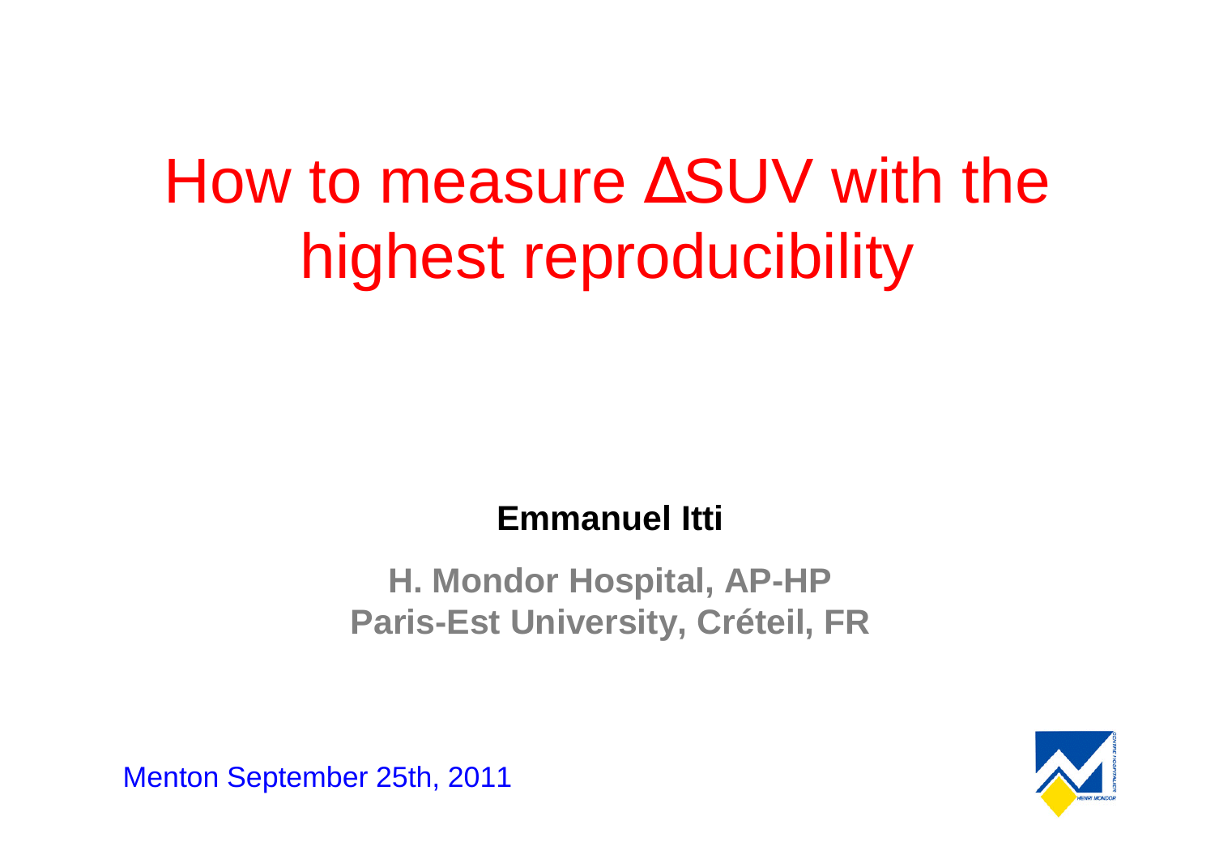# How to measure ΔSUV with the highest reproducibility

**Emmanuel Itti**

**H. Mondor Hospital, AP-HP**
**Paris-Est University, Créteil, FR**

Menton September 25th, 2011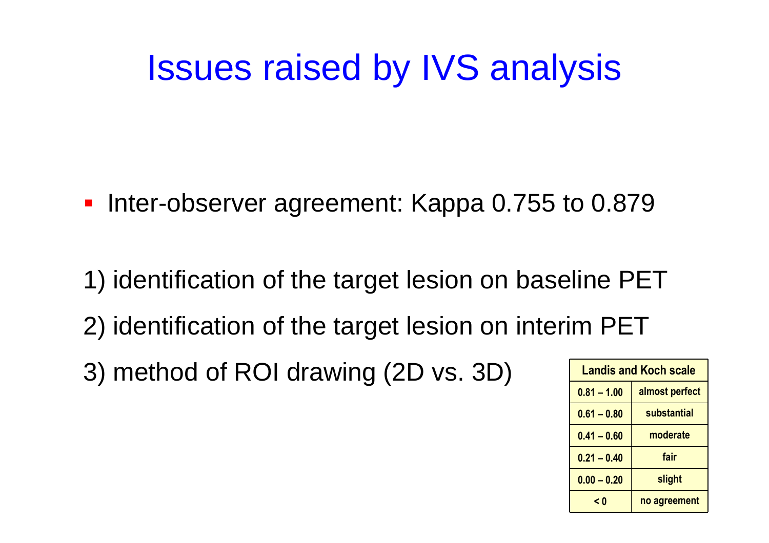# Issues raised by IVS analysis

- Inter-observer agreement: Kappa 0.755 to 0.879

1) identification of the target lesion on baseline PET

2) identification of the target lesion on interim PET

3) method of ROI drawing (2D vs. 3D)

| Landis and Koch scale | |
|---|---|
| 0.81 – 1.00 | almost perfect |
| 0.61 – 0.80 | substantial |
| 0.41 – 0.60 | moderate |
| 0.21 – 0.40 | fair |
| 0.00 – 0.20 | slight |
| < 0 | no agreement |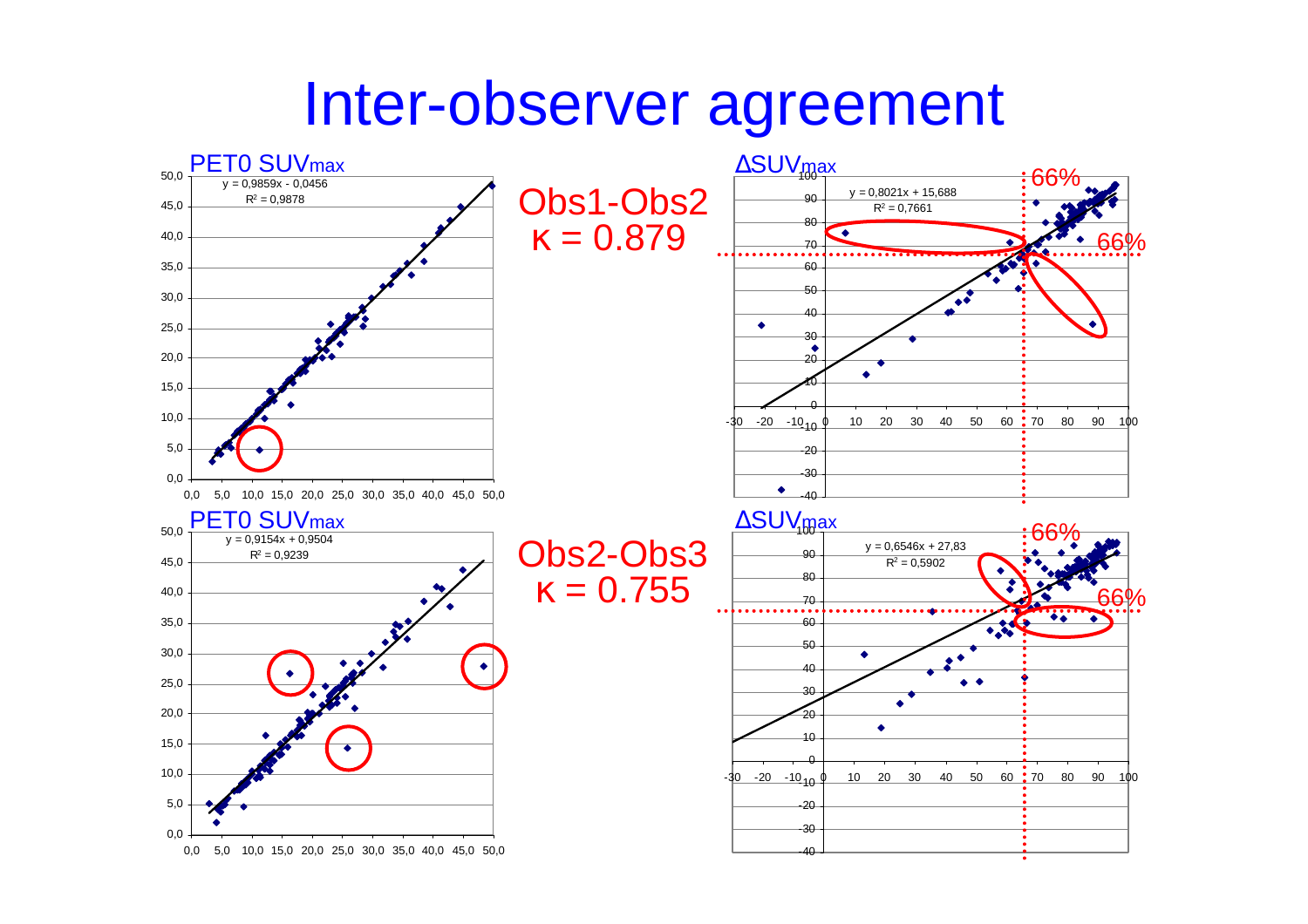# Inter-observer agreement

**PET0 $SUV_{max}$**

$y = 0{,}9859x - 0{,}0456$

$R^2 = 0{,}9878$

**Obs1-Obs2**

$\kappa = 0.879$

**$\Delta SUV_{max}$**

$y = 0{,}8021x + 15{,}688$

$R^2 = 0{,}7661$

66%

66%

**PET0 $SUV_{max}$**

$y = 0{,}9154x + 0{,}9504$

$R^2 = 0{,}9239$

**Obs2-Obs3**

$\kappa = 0.755$

**$\Delta SUV_{max}$**

$y = 0{,}6546x + 27{,}83$

$R^2 = 0{,}5902$

66%

66%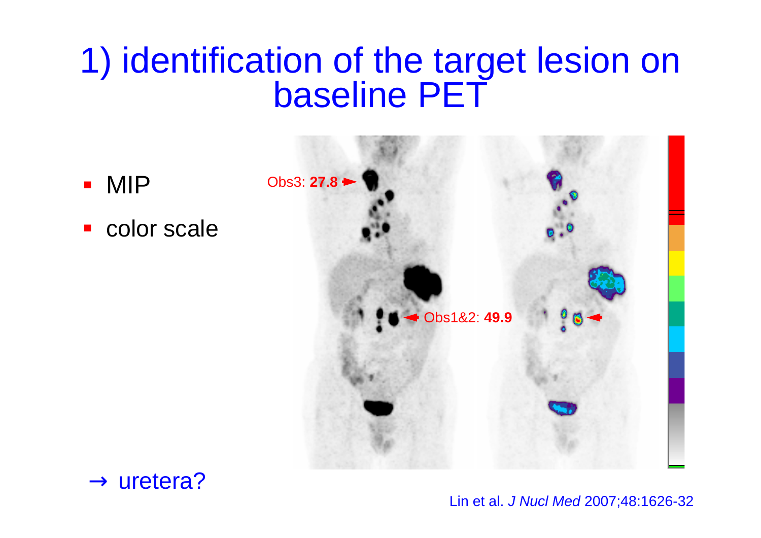# 1) identification of the target lesion on baseline PET

- MIP
- color scale

Obs3: **27.8**

Obs1&2: **49.9**

→ uretera?

Lin et al. *J Nucl Med* 2007;48:1626-32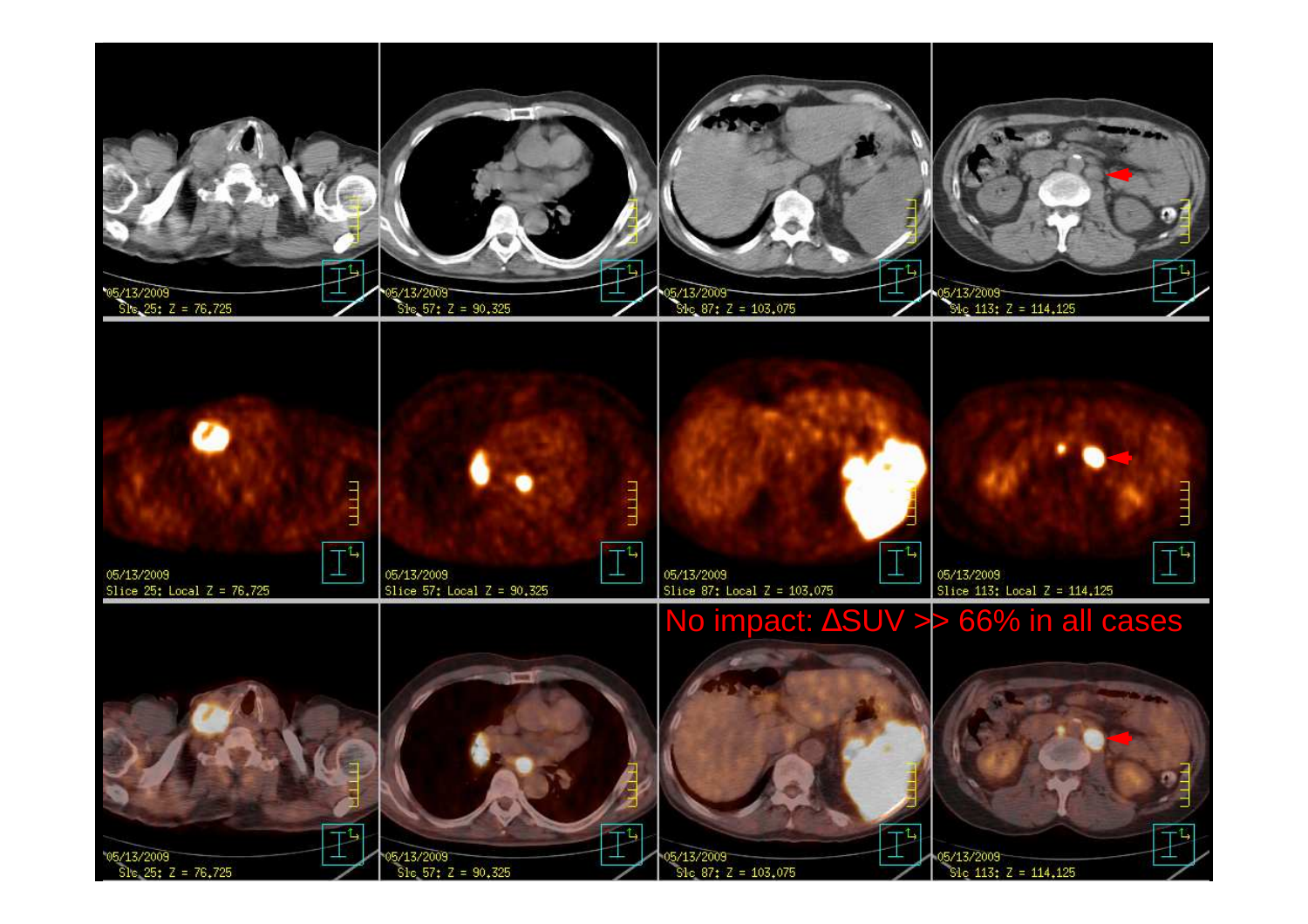No impact: ΔSUV >> 66% in all cases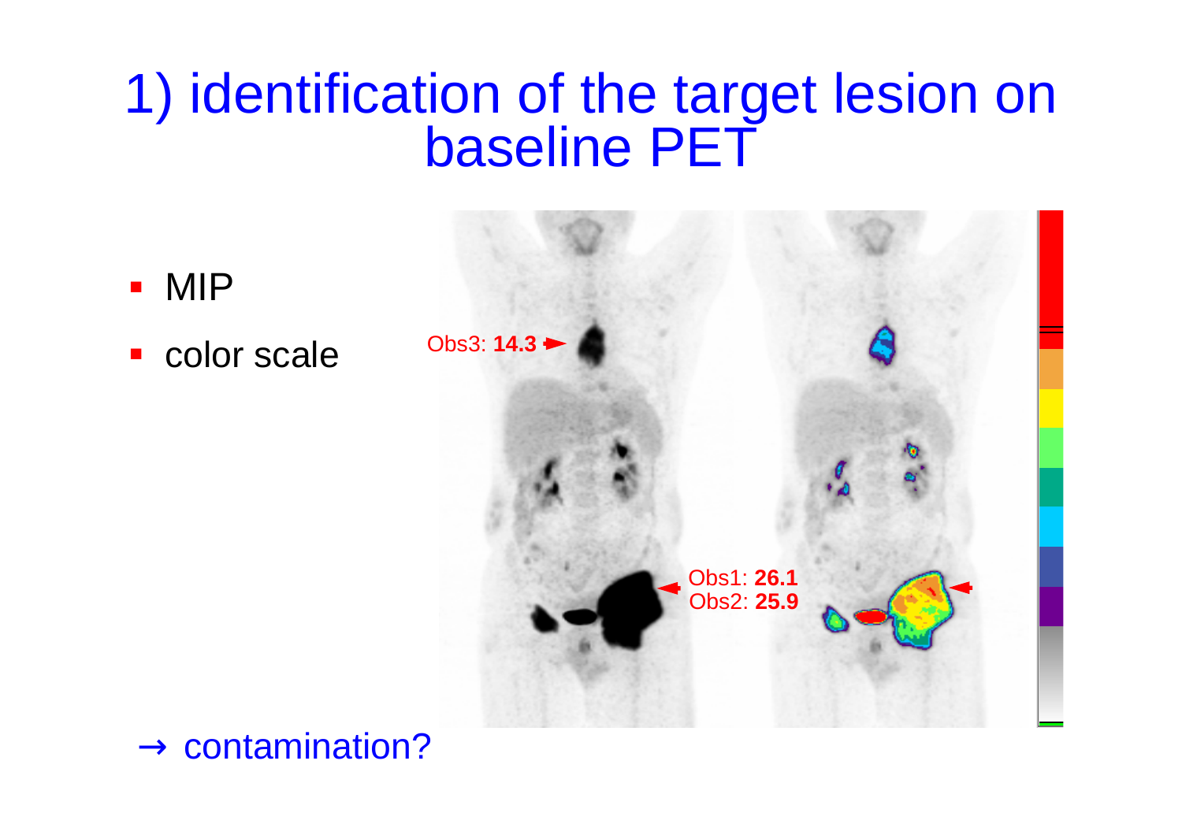# 1) identification of the target lesion on baseline PET

- MIP
- color scale

Obs3: **14.3**

Obs1: **26.1**
Obs2: **25.9**

→ contamination?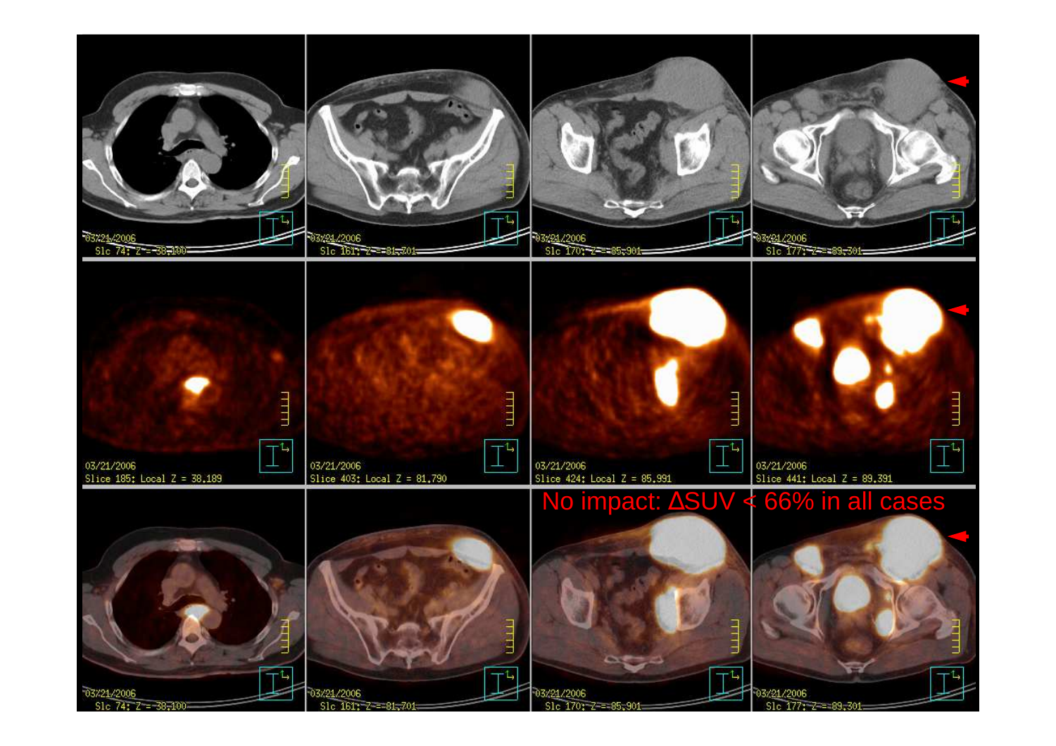No impact: ΔSUV < 66% in all cases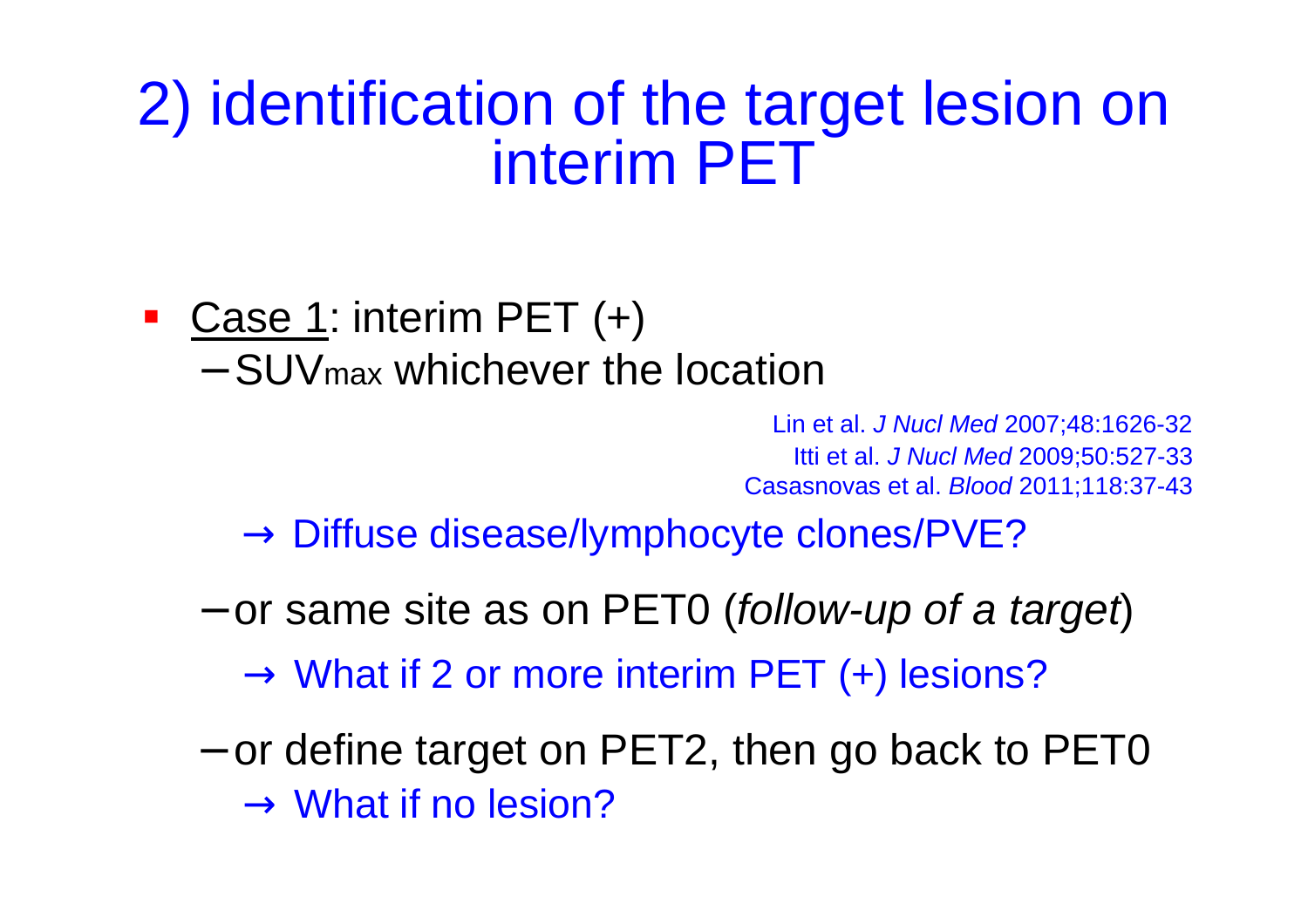# 2) identification of the target lesion on interim PET

- Case 1: interim PET (+)
  - $SUV_{max}$ whichever the location

Lin et al. *J Nucl Med* 2007;48:1626-32
Itti et al. *J Nucl Med* 2009;50:527-33
Casasnovas et al. *Blood* 2011;118:37-43

→ Diffuse disease/lymphocyte clones/PVE?

  - or same site as on PET0 (*follow-up of a target*)

→ What if 2 or more interim PET (+) lesions?

  - or define target on PET2, then go back to PET0

→ What if no lesion?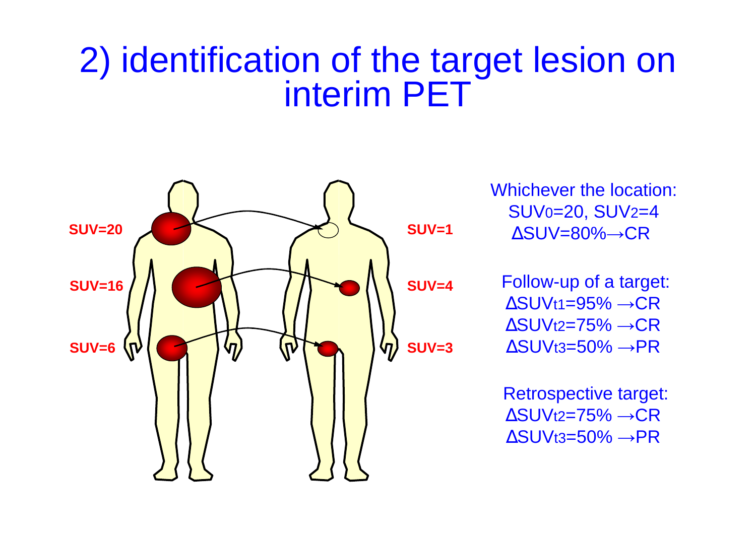# 2) identification of the target lesion on interim PET

SUV=20

SUV=16

SUV=6

SUV=1

SUV=4

SUV=3

Whichever the location:
$SUV_0$=20, $SUV_2$=4
ΔSUV=80%→CR

Follow-up of a target:
$\Delta SUV_{t1}$=95% →CR
$\Delta SUV_{t2}$=75% →CR
$\Delta SUV_{t3}$=50% →PR

Retrospective target:
$\Delta SUV_{t2}$=75% →CR
$\Delta SUV_{t3}$=50% →PR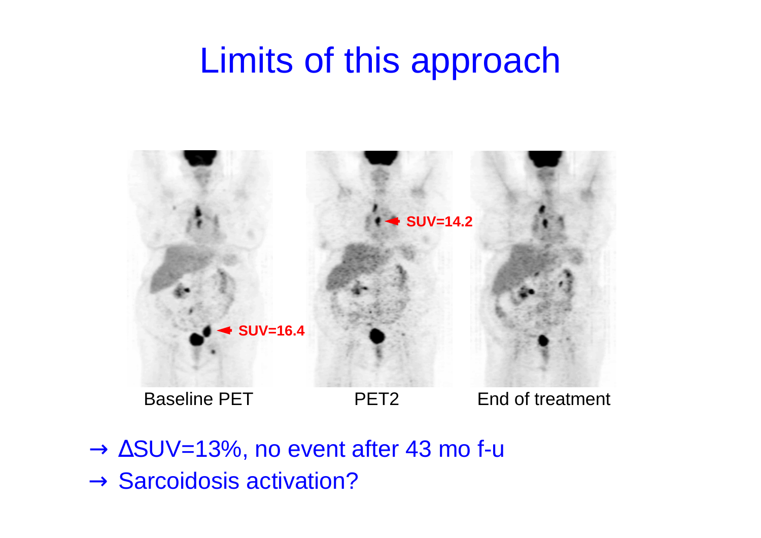# Limits of this approach

SUV=16.4

SUV=14.2

Baseline PET

PET2

End of treatment

→ ΔSUV=13%, no event after 43 mo f-u

→ Sarcoidosis activation?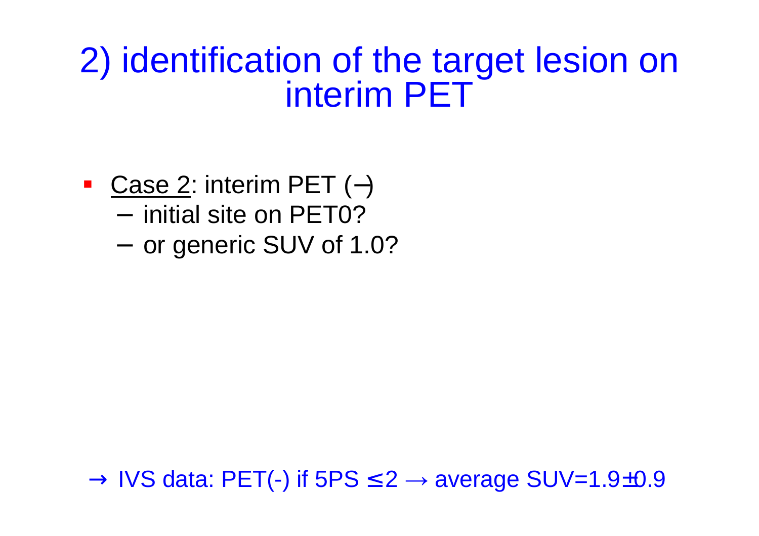# 2) identification of the target lesion on interim PET

- Case 2: interim PET (–)
  - initial site on PET0?
  - or generic SUV of 1.0?

→ IVS data: PET(-) if 5PS ≤2 → average SUV=1.9±0.9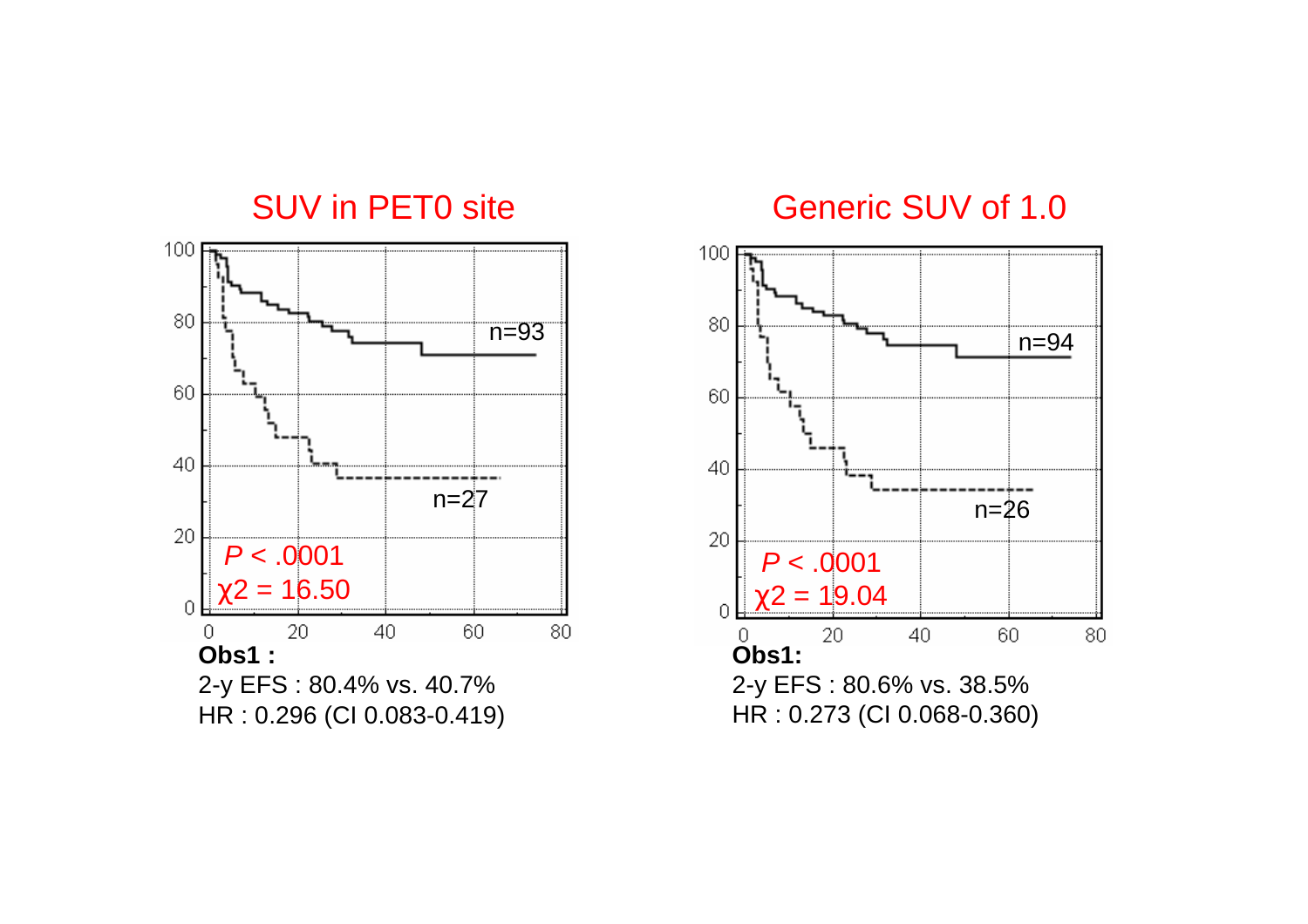## SUV in PET0 site

$P < .0001$

$\chi 2 = 16.50$

n=93

n=27

**Obs1 :**

2-y EFS : 80.4% vs. 40.7%

HR : 0.296 (CI 0.083-0.419)

## Generic SUV of 1.0

$P < .0001$

$\chi 2 = 19.04$

n=94

n=26

**Obs1:**

2-y EFS : 80.6% vs. 38.5%

HR : 0.273 (CI 0.068-0.360)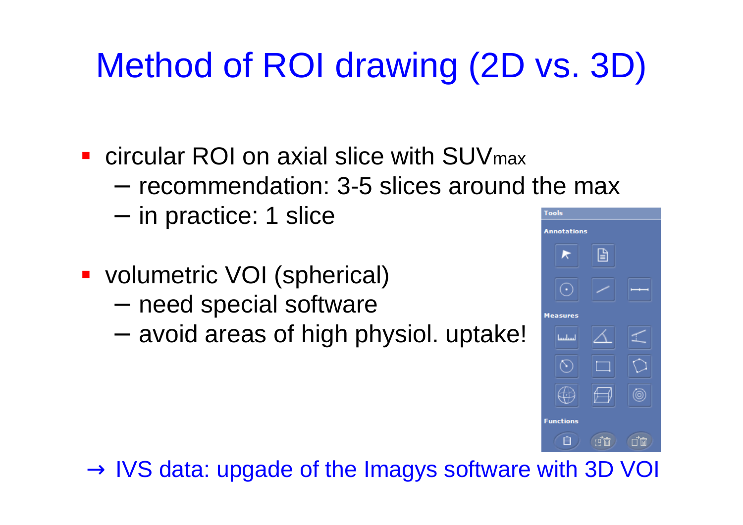# Method of ROI drawing (2D vs. 3D)

- circular ROI on axial slice with $SUV_{max}$
  - recommendation: 3-5 slices around the max
  - in practice: 1 slice
- volumetric VOI (spherical)
  - need special software
  - avoid areas of high physiol. uptake!

→ IVS data: upgade of the Imagys software with 3D VOI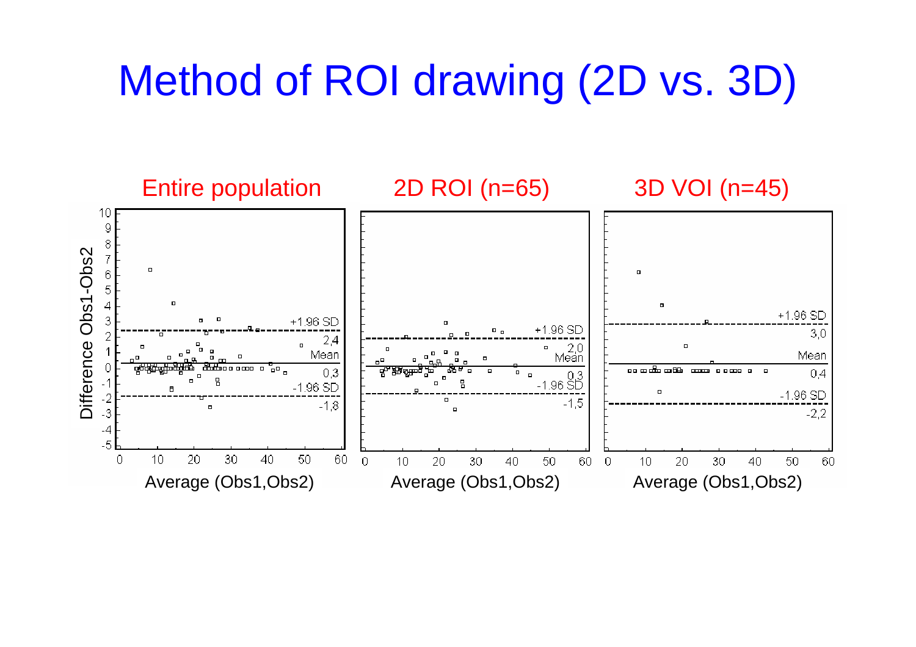# Method of ROI drawing (2D vs. 3D)

Entire population

2D ROI (n=65)

3D VOI (n=45)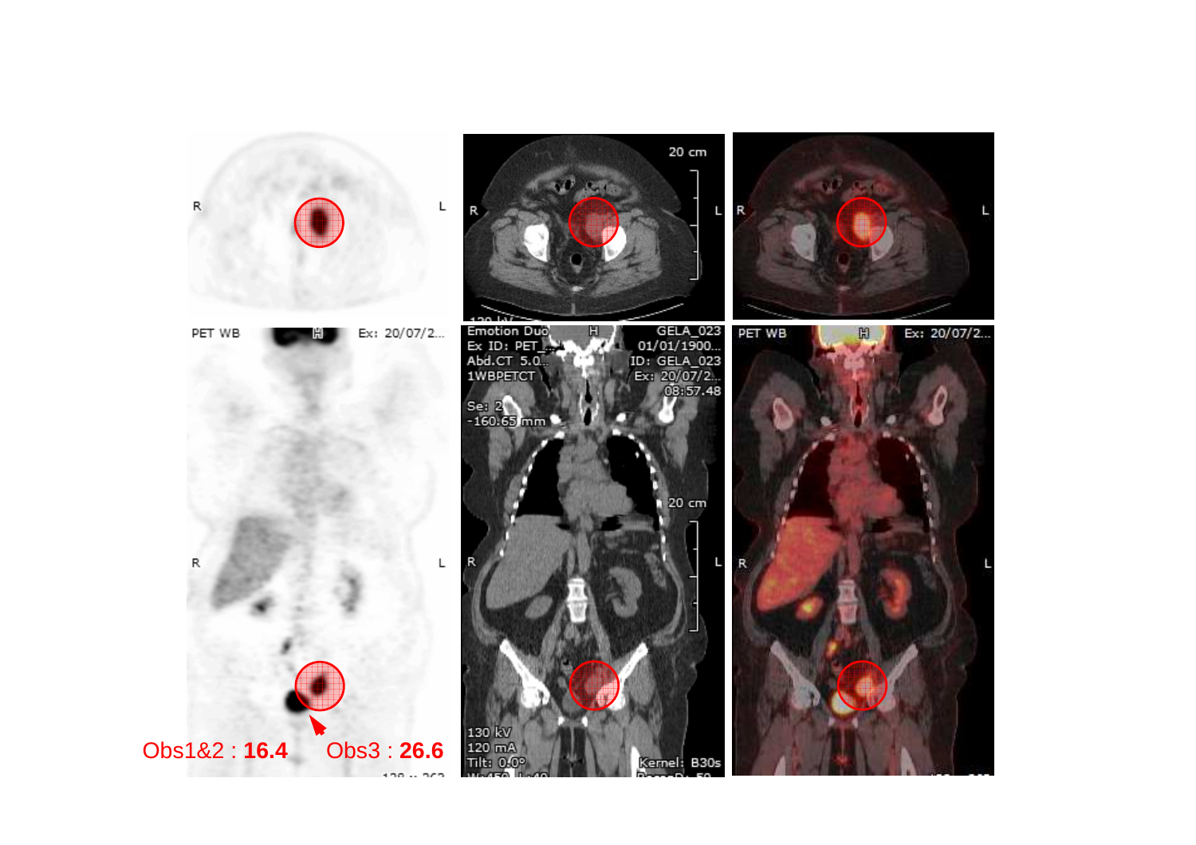Obs1&2 : **16.4** Obs3 : **26.6**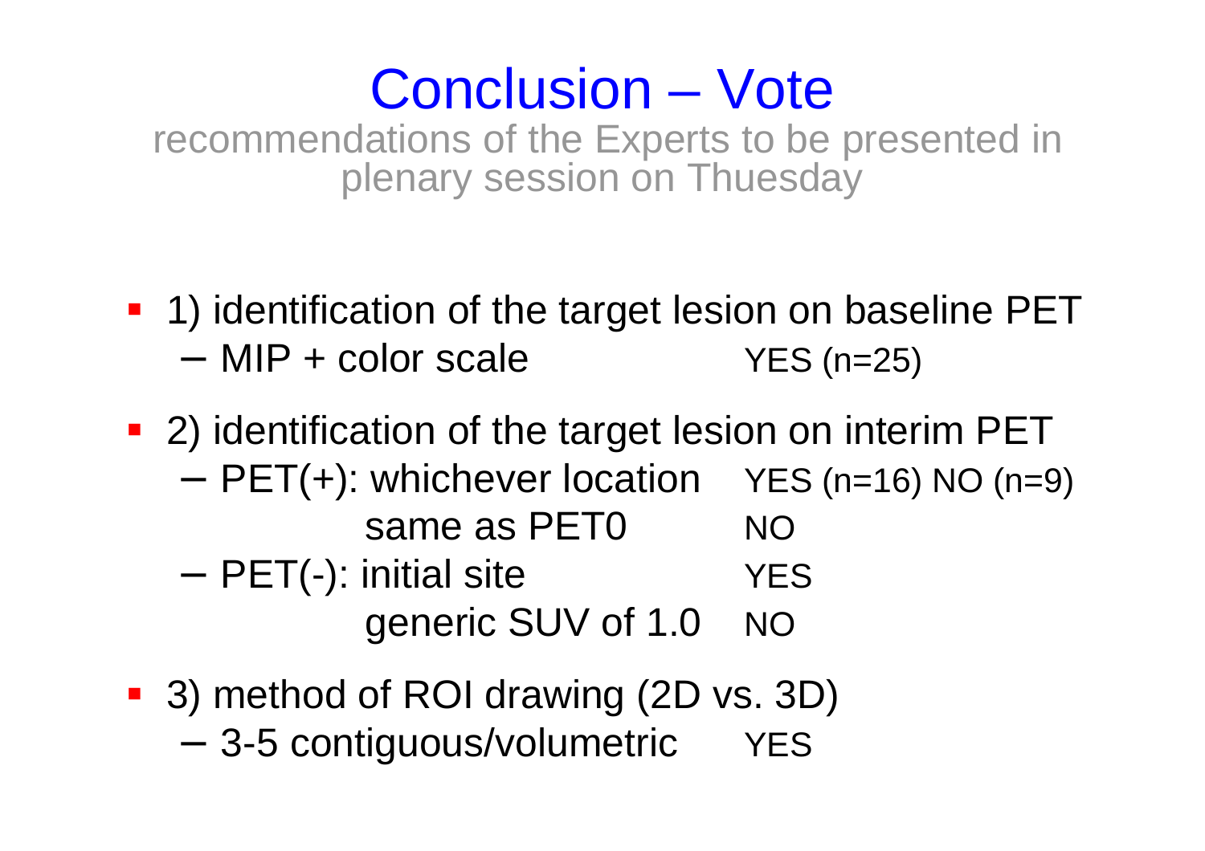# Conclusion – Vote

recommendations of the Experts to be presented in plenary session on Thuesday

- 1) identification of the target lesion on baseline PET
  - MIP + color scale YES (n=25)
- 2) identification of the target lesion on interim PET
  - PET(+): whichever location YES (n=16) NO (n=9)
    - same as PET0 NO
  - PET(-): initial site YES
    - generic SUV of 1.0 NO
- 3) method of ROI drawing (2D vs. 3D)
  - 3-5 contiguous/volumetric YES